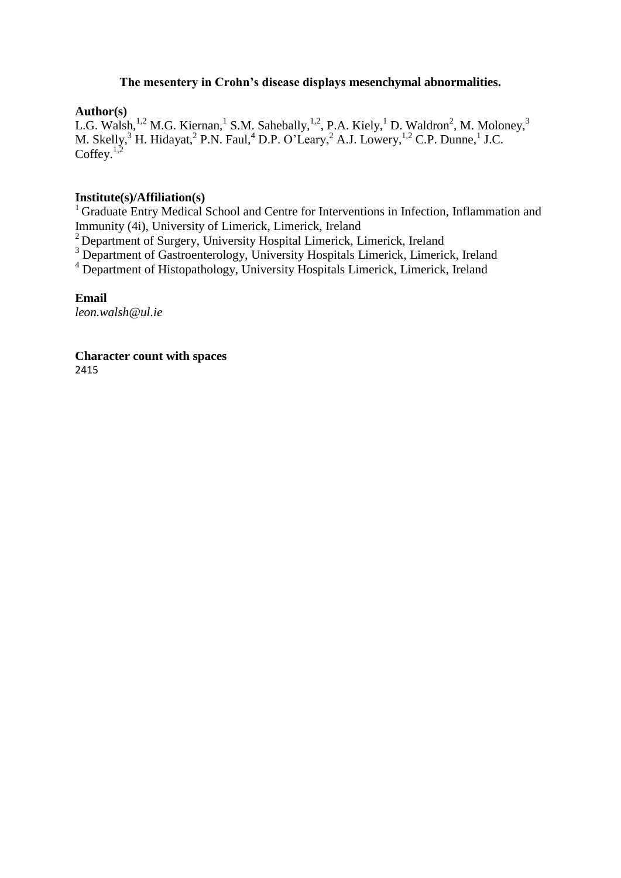**The mesentery in Crohn's disease displays mesenchymal abnormalities.**

**Author(s)**

L.G. Walsh,[1,2] M.G. Kiernan,[1] S.M. Sahebally,[1,2], P.A. Kiely,[1] D. Waldron[2], M. Moloney,[3] M. Skelly,[3] H. Hidayat,[2] P.N. Faul,[4] D.P. O'Leary,[2] A.J. Lowery,[1,2] C.P. Dunne,[1] J.C. Coffey.[1,2]

**Institute(s)/Affiliation(s)**

[1] Graduate Entry Medical School and Centre for Interventions in Infection, Inflammation and Immunity (4i), University of Limerick, Limerick, Ireland

[2] Department of Surgery, University Hospital Limerick, Limerick, Ireland

[3] Department of Gastroenterology, University Hospitals Limerick, Limerick, Ireland

[4] Department of Histopathology, University Hospitals Limerick, Limerick, Ireland

**Email**

*leon.walsh@ul.ie*

**Character count with spaces**

2415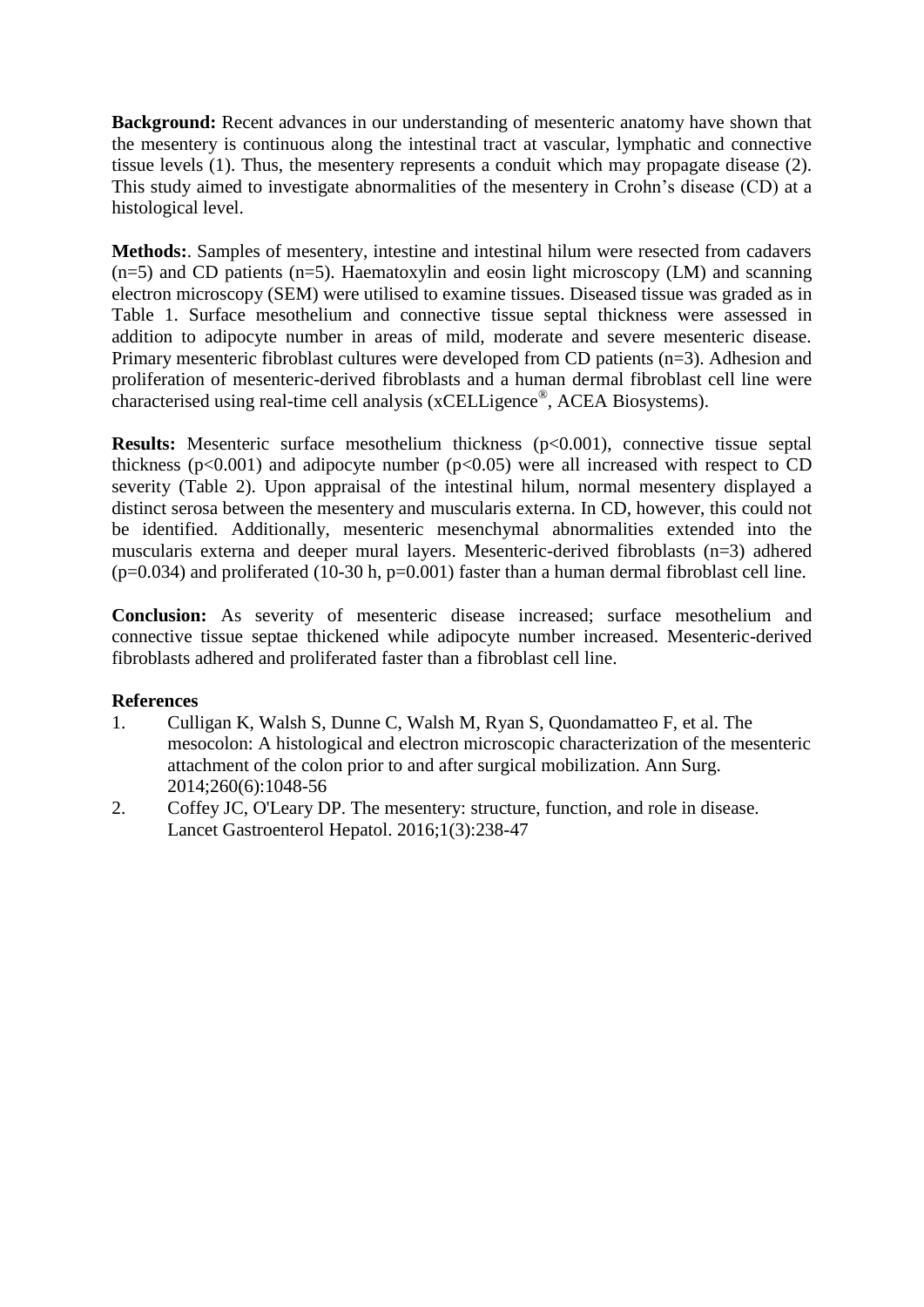**Background:** Recent advances in our understanding of mesenteric anatomy have shown that the mesentery is continuous along the intestinal tract at vascular, lymphatic and connective tissue levels (1). Thus, the mesentery represents a conduit which may propagate disease (2). This study aimed to investigate abnormalities of the mesentery in Crohn's disease (CD) at a histological level.

**Methods:**. Samples of mesentery, intestine and intestinal hilum were resected from cadavers (n=5) and CD patients (n=5). Haematoxylin and eosin light microscopy (LM) and scanning electron microscopy (SEM) were utilised to examine tissues. Diseased tissue was graded as in Table 1. Surface mesothelium and connective tissue septal thickness were assessed in addition to adipocyte number in areas of mild, moderate and severe mesenteric disease. Primary mesenteric fibroblast cultures were developed from CD patients (n=3). Adhesion and proliferation of mesenteric-derived fibroblasts and a human dermal fibroblast cell line were characterised using real-time cell analysis (xCELLigence®, ACEA Biosystems).

**Results:** Mesenteric surface mesothelium thickness ($p<0.001$), connective tissue septal thickness ($p<0.001$) and adipocyte number ($p<0.05$) were all increased with respect to CD severity (Table 2). Upon appraisal of the intestinal hilum, normal mesentery displayed a distinct serosa between the mesentery and muscularis externa. In CD, however, this could not be identified. Additionally, mesenteric mesenchymal abnormalities extended into the muscularis externa and deeper mural layers. Mesenteric-derived fibroblasts (n=3) adhered ($p=0.034$) and proliferated (10-30 h, $p=0.001$) faster than a human dermal fibroblast cell line.

**Conclusion:** As severity of mesenteric disease increased; surface mesothelium and connective tissue septae thickened while adipocyte number increased. Mesenteric-derived fibroblasts adhered and proliferated faster than a fibroblast cell line.

**References**

1. Culligan K, Walsh S, Dunne C, Walsh M, Ryan S, Quondamatteo F, et al. The mesocolon: A histological and electron microscopic characterization of the mesenteric attachment of the colon prior to and after surgical mobilization. Ann Surg. 2014;260(6):1048-56
2. Coffey JC, O'Leary DP. The mesentery: structure, function, and role in disease. Lancet Gastroenterol Hepatol. 2016;1(3):238-47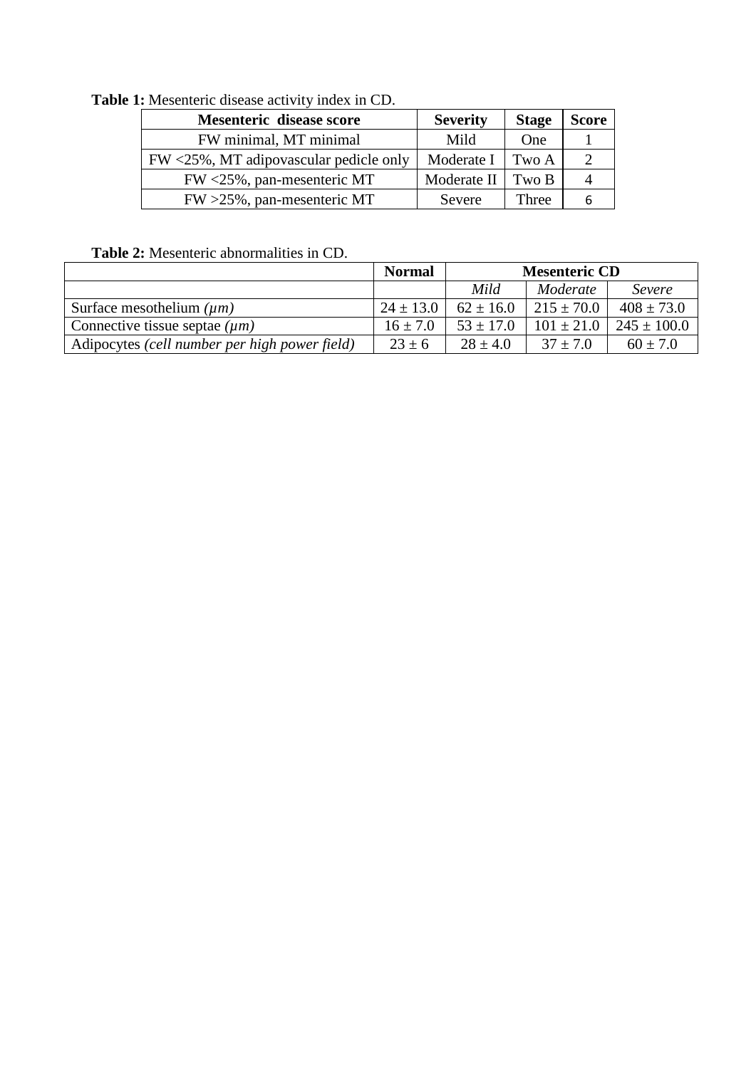**Table 1:** Mesenteric disease activity index in CD.

| Mesenteric disease score | Severity | Stage | Score |
|---|---|---|---|
| FW minimal, MT minimal | Mild | One | 1 |
| FW <25%, MT adipovascular pedicle only | Moderate I | Two A | 2 |
| FW <25%, pan-mesenteric MT | Moderate II | Two B | 4 |
| FW >25%, pan-mesenteric MT | Severe | Three | 6 |

**Table 2:** Mesenteric abnormalities in CD.

| | Normal | Mesenteric CD | | |
|---|---|---|---|---|
| | | *Mild* | *Moderate* | *Severe* |
| Surface mesothelium *(μm)* | 24 ± 13.0 | 62 ± 16.0 | 215 ± 70.0 | 408 ± 73.0 |
| Connective tissue septae *(μm)* | 16 ± 7.0 | 53 ± 17.0 | 101 ± 21.0 | 245 ± 100.0 |
| Adipocytes *(cell number per high power field)* | 23 ± 6 | 28 ± 4.0 | 37 ± 7.0 | 60 ± 7.0 |